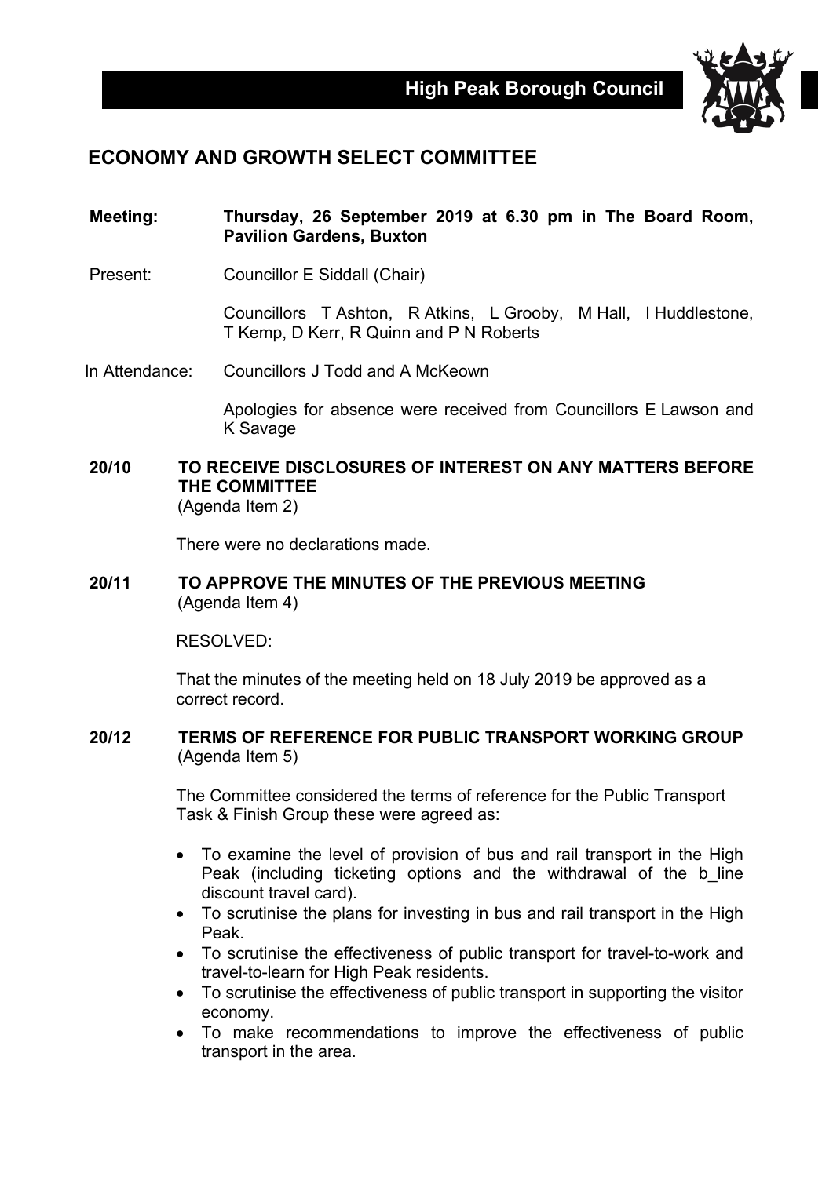# High Peak Borough Council

## ECONOMY AND GROWTH SELECT COMMITTEE

**Meeting:** **Thursday, 26 September 2019 at 6.30 pm in The Board Room, Pavilion Gardens, Buxton**

Present: Councillor E Siddall (Chair)

Councillors T Ashton, R Atkins, L Grooby, M Hall, I Huddlestone, T Kemp, D Kerr, R Quinn and P N Roberts

In Attendance: Councillors J Todd and A McKeown

Apologies for absence were received from Councillors E Lawson and K Savage

### 20/10 TO RECEIVE DISCLOSURES OF INTEREST ON ANY MATTERS BEFORE THE COMMITTEE
(Agenda Item 2)

There were no declarations made.

### 20/11 TO APPROVE THE MINUTES OF THE PREVIOUS MEETING
(Agenda Item 4)

RESOLVED:

That the minutes of the meeting held on 18 July 2019 be approved as a correct record.

### 20/12 TERMS OF REFERENCE FOR PUBLIC TRANSPORT WORKING GROUP
(Agenda Item 5)

The Committee considered the terms of reference for the Public Transport Task & Finish Group these were agreed as:

- To examine the level of provision of bus and rail transport in the High Peak (including ticketing options and the withdrawal of the b_line discount travel card).
- To scrutinise the plans for investing in bus and rail transport in the High Peak.
- To scrutinise the effectiveness of public transport for travel-to-work and travel-to-learn for High Peak residents.
- To scrutinise the effectiveness of public transport in supporting the visitor economy.
- To make recommendations to improve the effectiveness of public transport in the area.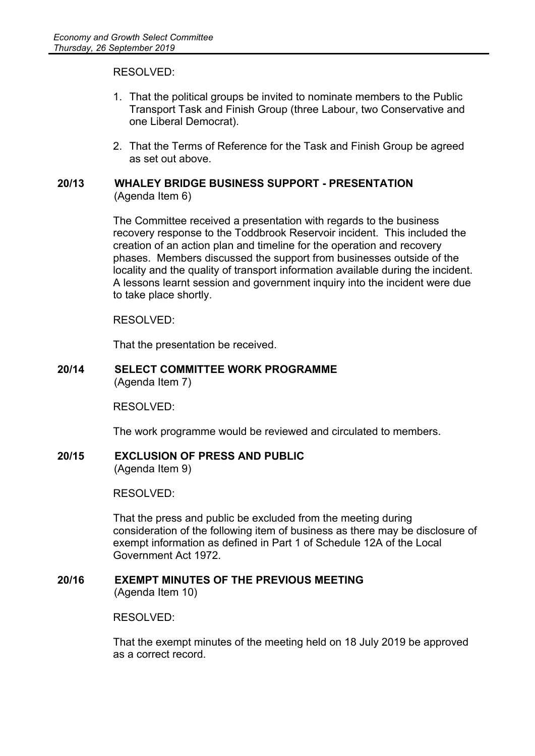RESOLVED:

1. That the political groups be invited to nominate members to the Public Transport Task and Finish Group (three Labour, two Conservative and one Liberal Democrat).

2. That the Terms of Reference for the Task and Finish Group be agreed as set out above.

**20/13 WHALEY BRIDGE BUSINESS SUPPORT - PRESENTATION**
(Agenda Item 6)

The Committee received a presentation with regards to the business recovery response to the Toddbrook Reservoir incident. This included the creation of an action plan and timeline for the operation and recovery phases. Members discussed the support from businesses outside of the locality and the quality of transport information available during the incident. A lessons learnt session and government inquiry into the incident were due to take place shortly.

RESOLVED:

That the presentation be received.

**20/14 SELECT COMMITTEE WORK PROGRAMME**
(Agenda Item 7)

RESOLVED:

The work programme would be reviewed and circulated to members.

**20/15 EXCLUSION OF PRESS AND PUBLIC**
(Agenda Item 9)

RESOLVED:

That the press and public be excluded from the meeting during consideration of the following item of business as there may be disclosure of exempt information as defined in Part 1 of Schedule 12A of the Local Government Act 1972.

**20/16 EXEMPT MINUTES OF THE PREVIOUS MEETING**
(Agenda Item 10)

RESOLVED:

That the exempt minutes of the meeting held on 18 July 2019 be approved as a correct record.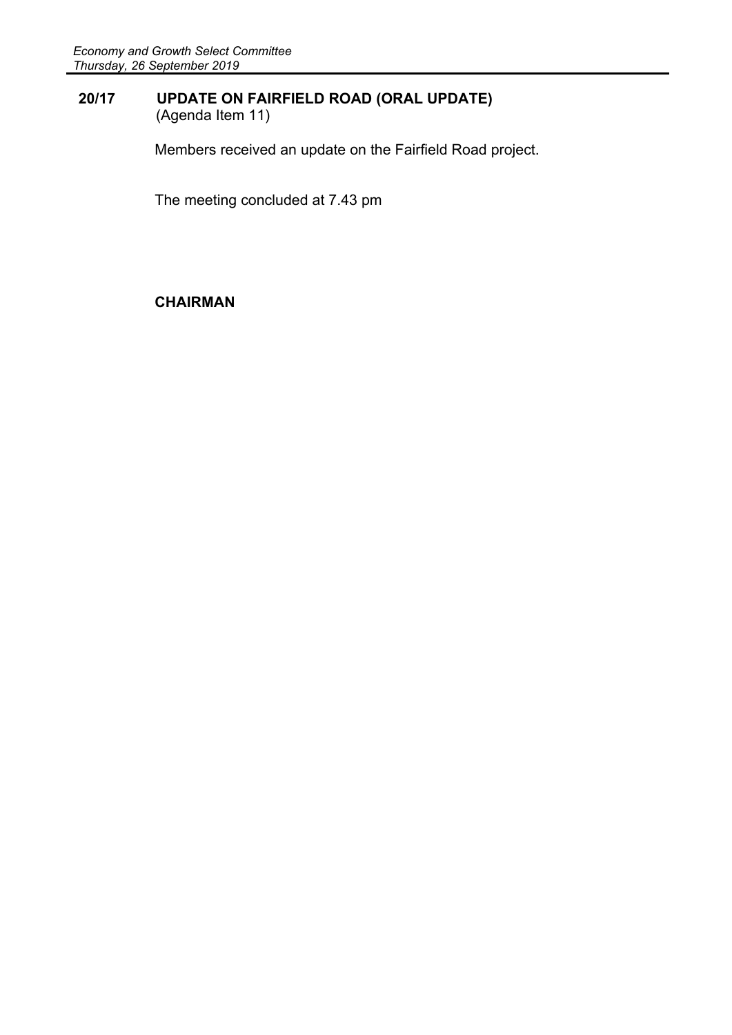## 20/17 UPDATE ON FAIRFIELD ROAD (ORAL UPDATE)

(Agenda Item 11)

Members received an update on the Fairfield Road project.

The meeting concluded at 7.43 pm

**CHAIRMAN**